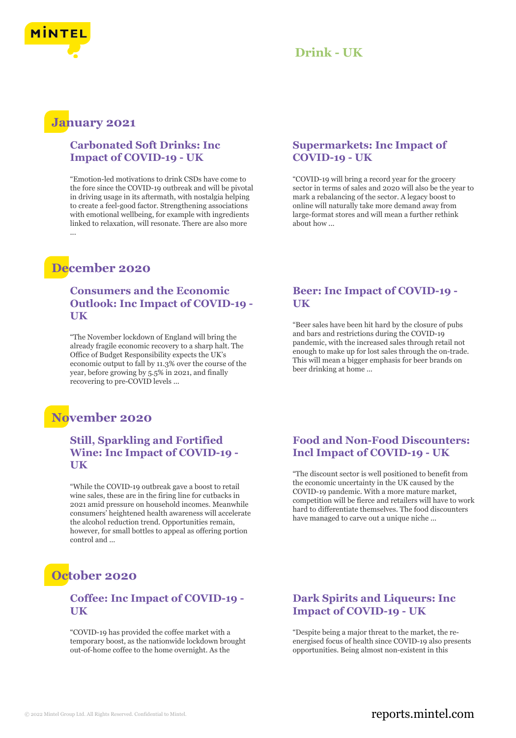# Drink - UK

## January 2021

### Carbonated Soft Drinks: Inc Impact of COVID-19 - UK

"Emotion-led motivations to drink CSDs have come to the fore since the COVID-19 outbreak and will be pivotal in driving usage in its aftermath, with nostalgia helping to create a feel-good factor. Strengthening associations with emotional wellbeing, for example with ingredients linked to relaxation, will resonate. There are also more ...

### Supermarkets: Inc Impact of COVID-19 - UK

"COVID-19 will bring a record year for the grocery sector in terms of sales and 2020 will also be the year to mark a rebalancing of the sector. A legacy boost to online will naturally take more demand away from large-format stores and will mean a further rethink about how ...

## December 2020

### Consumers and the Economic Outlook: Inc Impact of COVID-19 - UK

"The November lockdown of England will bring the already fragile economic recovery to a sharp halt. The Office of Budget Responsibility expects the UK's economic output to fall by 11.3% over the course of the year, before growing by 5.5% in 2021, and finally recovering to pre-COVID levels ...

### Beer: Inc Impact of COVID-19 - UK

"Beer sales have been hit hard by the closure of pubs and bars and restrictions during the COVID-19 pandemic, with the increased sales through retail not enough to make up for lost sales through the on-trade. This will mean a bigger emphasis for beer brands on beer drinking at home ...

## November 2020

### Still, Sparkling and Fortified Wine: Inc Impact of COVID-19 - UK

"While the COVID-19 outbreak gave a boost to retail wine sales, these are in the firing line for cutbacks in 2021 amid pressure on household incomes. Meanwhile consumers' heightened health awareness will accelerate the alcohol reduction trend. Opportunities remain, however, for small bottles to appeal as offering portion control and ...

### Food and Non-Food Discounters: Incl Impact of COVID-19 - UK

"The discount sector is well positioned to benefit from the economic uncertainty in the UK caused by the COVID-19 pandemic. With a more mature market, competition will be fierce and retailers will have to work hard to differentiate themselves. The food discounters have managed to carve out a unique niche ...

## October 2020

### Coffee: Inc Impact of COVID-19 - UK

"COVID-19 has provided the coffee market with a temporary boost, as the nationwide lockdown brought out-of-home coffee to the home overnight. As the

### Dark Spirits and Liqueurs: Inc Impact of COVID-19 - UK

"Despite being a major threat to the market, the re-energised focus of health since COVID-19 also presents opportunities. Being almost non-existent in this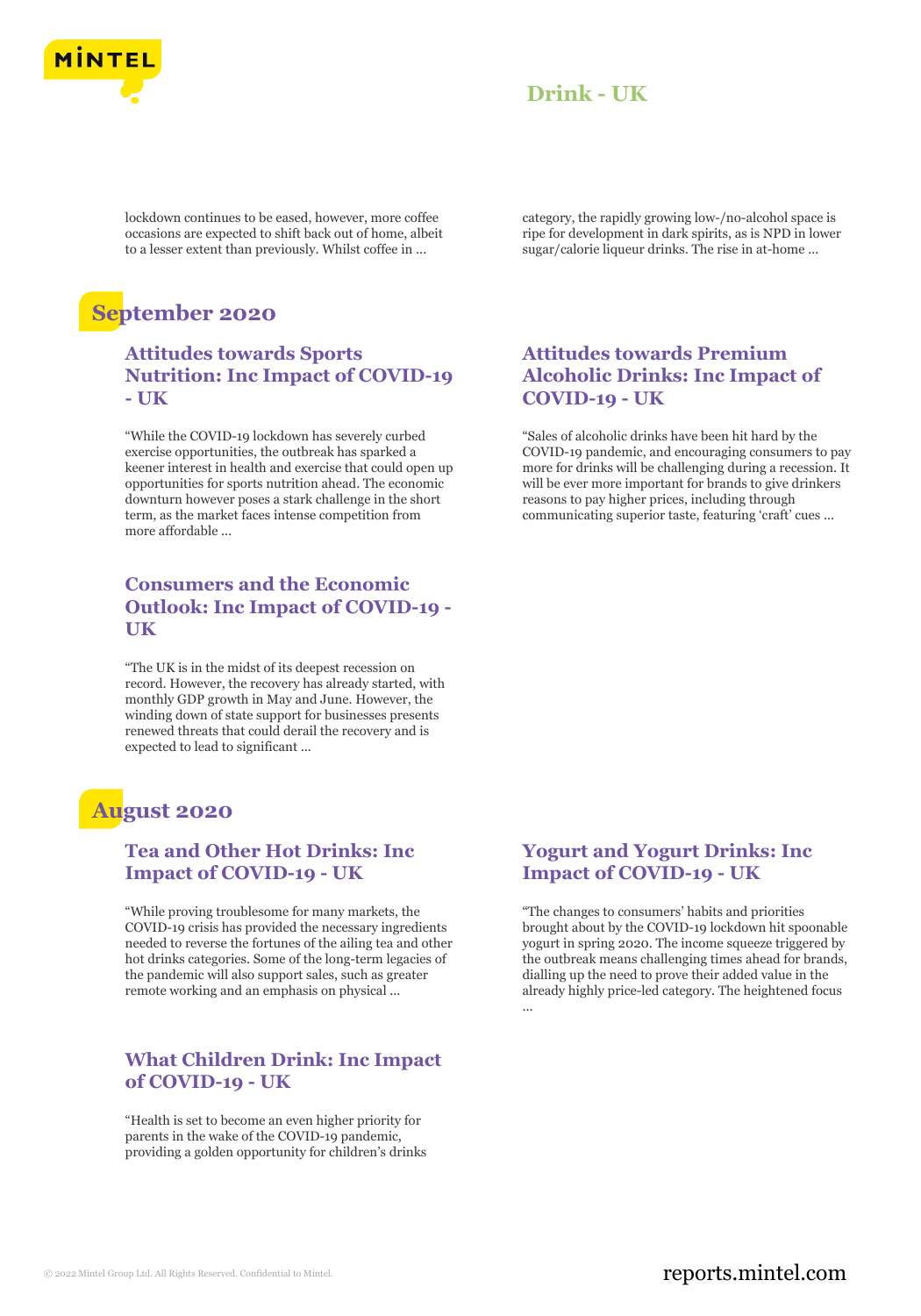lockdown continues to be eased, however, more coffee occasions are expected to shift back out of home, albeit to a lesser extent than previously. Whilst coffee in ...

category, the rapidly growing low-/no-alcohol space is ripe for development in dark spirits, as is NPD in lower sugar/calorie liqueur drinks. The rise in at-home ...

## September 2020

### Attitudes towards Sports Nutrition: Inc Impact of COVID-19 - UK

"While the COVID-19 lockdown has severely curbed exercise opportunities, the outbreak has sparked a keener interest in health and exercise that could open up opportunities for sports nutrition ahead. The economic downturn however poses a stark challenge in the short term, as the market faces intense competition from more affordable ...

### Consumers and the Economic Outlook: Inc Impact of COVID-19 - UK

"The UK is in the midst of its deepest recession on record. However, the recovery has already started, with monthly GDP growth in May and June. However, the winding down of state support for businesses presents renewed threats that could derail the recovery and is expected to lead to significant ...

### Attitudes towards Premium Alcoholic Drinks: Inc Impact of COVID-19 - UK

"Sales of alcoholic drinks have been hit hard by the COVID-19 pandemic, and encouraging consumers to pay more for drinks will be challenging during a recession. It will be ever more important for brands to give drinkers reasons to pay higher prices, including through communicating superior taste, featuring 'craft' cues ...

## August 2020

### Tea and Other Hot Drinks: Inc Impact of COVID-19 - UK

"While proving troublesome for many markets, the COVID-19 crisis has provided the necessary ingredients needed to reverse the fortunes of the ailing tea and other hot drinks categories. Some of the long-term legacies of the pandemic will also support sales, such as greater remote working and an emphasis on physical ...

### What Children Drink: Inc Impact of COVID-19 - UK

"Health is set to become an even higher priority for parents in the wake of the COVID-19 pandemic, providing a golden opportunity for children's drinks

### Yogurt and Yogurt Drinks: Inc Impact of COVID-19 - UK

"The changes to consumers' habits and priorities brought about by the COVID-19 lockdown hit spoonable yogurt in spring 2020. The income squeeze triggered by the outbreak means challenging times ahead for brands, dialling up the need to prove their added value in the already highly price-led category. The heightened focus ...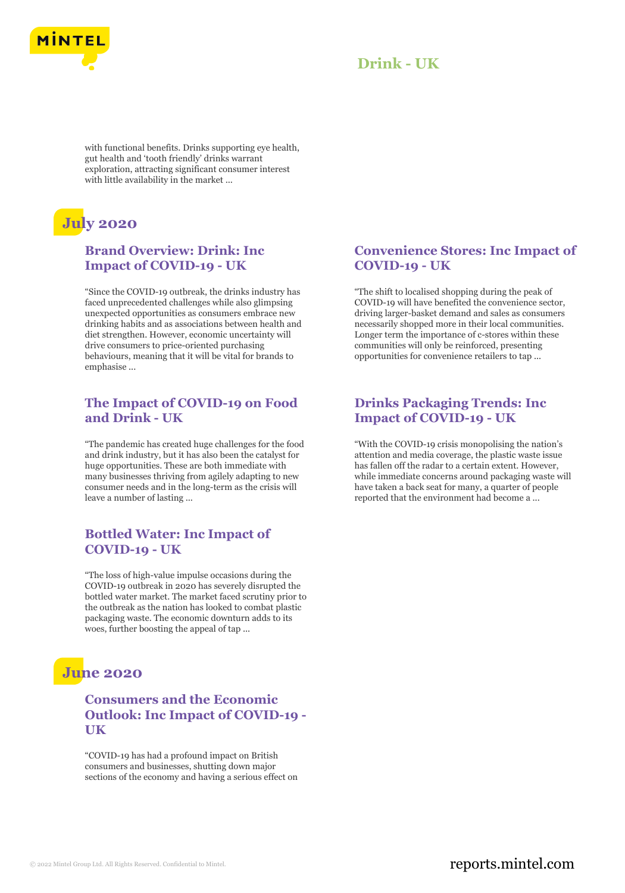with functional benefits. Drinks supporting eye health, gut health and 'tooth friendly' drinks warrant exploration, attracting significant consumer interest with little availability in the market ...

## July 2020

### Brand Overview: Drink: Inc Impact of COVID-19 - UK

"Since the COVID-19 outbreak, the drinks industry has faced unprecedented challenges while also glimpsing unexpected opportunities as consumers embrace new drinking habits and as associations between health and diet strengthen. However, economic uncertainty will drive consumers to price-oriented purchasing behaviours, meaning that it will be vital for brands to emphasise ...

### The Impact of COVID-19 on Food and Drink - UK

"The pandemic has created huge challenges for the food and drink industry, but it has also been the catalyst for huge opportunities. These are both immediate with many businesses thriving from agilely adapting to new consumer needs and in the long-term as the crisis will leave a number of lasting ...

### Bottled Water: Inc Impact of COVID-19 - UK

"The loss of high-value impulse occasions during the COVID-19 outbreak in 2020 has severely disrupted the bottled water market. The market faced scrutiny prior to the outbreak as the nation has looked to combat plastic packaging waste. The economic downturn adds to its woes, further boosting the appeal of tap ...

### Convenience Stores: Inc Impact of COVID-19 - UK

"The shift to localised shopping during the peak of COVID-19 will have benefited the convenience sector, driving larger-basket demand and sales as consumers necessarily shopped more in their local communities. Longer term the importance of c-stores within these communities will only be reinforced, presenting opportunities for convenience retailers to tap ...

### Drinks Packaging Trends: Inc Impact of COVID-19 - UK

"With the COVID-19 crisis monopolising the nation's attention and media coverage, the plastic waste issue has fallen off the radar to a certain extent. However, while immediate concerns around packaging waste will have taken a back seat for many, a quarter of people reported that the environment had become a ...

## June 2020

### Consumers and the Economic Outlook: Inc Impact of COVID-19 - UK

"COVID-19 has had a profound impact on British consumers and businesses, shutting down major sections of the economy and having a serious effect on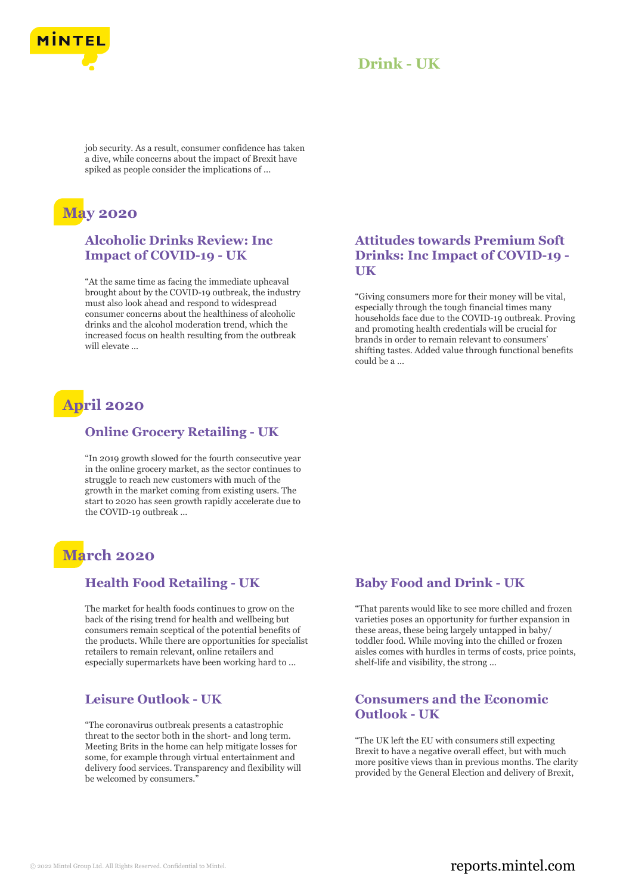job security. As a result, consumer confidence has taken a dive, while concerns about the impact of Brexit have spiked as people consider the implications of ...

## May 2020

### Alcoholic Drinks Review: Inc Impact of COVID-19 - UK

"At the same time as facing the immediate upheaval brought about by the COVID-19 outbreak, the industry must also look ahead and respond to widespread consumer concerns about the healthiness of alcoholic drinks and the alcohol moderation trend, which the increased focus on health resulting from the outbreak will elevate ...

### Attitudes towards Premium Soft Drinks: Inc Impact of COVID-19 - UK

"Giving consumers more for their money will be vital, especially through the tough financial times many households face due to the COVID-19 outbreak. Proving and promoting health credentials will be crucial for brands in order to remain relevant to consumers' shifting tastes. Added value through functional benefits could be a ...

## April 2020

### Online Grocery Retailing - UK

"In 2019 growth slowed for the fourth consecutive year in the online grocery market, as the sector continues to struggle to reach new customers with much of the growth in the market coming from existing users. The start to 2020 has seen growth rapidly accelerate due to the COVID-19 outbreak ...

## March 2020

### Health Food Retailing - UK

The market for health foods continues to grow on the back of the rising trend for health and wellbeing but consumers remain sceptical of the potential benefits of the products. While there are opportunities for specialist retailers to remain relevant, online retailers and especially supermarkets have been working hard to ...

### Baby Food and Drink - UK

"That parents would like to see more chilled and frozen varieties poses an opportunity for further expansion in these areas, these being largely untapped in baby/toddler food. While moving into the chilled or frozen aisles comes with hurdles in terms of costs, price points, shelf-life and visibility, the strong ...

### Leisure Outlook - UK

"The coronavirus outbreak presents a catastrophic threat to the sector both in the short- and long term. Meeting Brits in the home can help mitigate losses for some, for example through virtual entertainment and delivery food services. Transparency and flexibility will be welcomed by consumers."

### Consumers and the Economic Outlook - UK

"The UK left the EU with consumers still expecting Brexit to have a negative overall effect, but with much more positive views than in previous months. The clarity provided by the General Election and delivery of Brexit,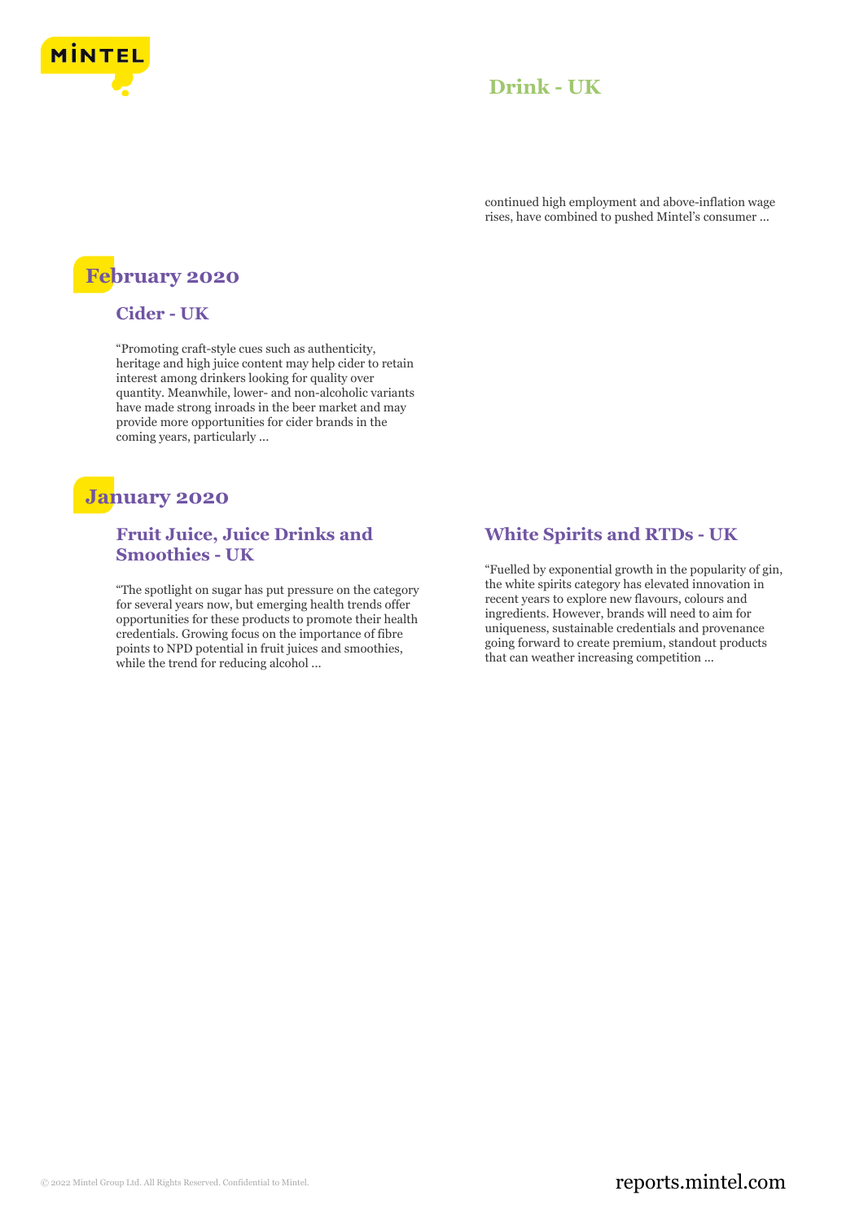## Drink - UK

continued high employment and above-inflation wage rises, have combined to pushed Mintel's consumer ...

# February 2020

### Cider - UK

"Promoting craft-style cues such as authenticity, heritage and high juice content may help cider to retain interest among drinkers looking for quality over quantity. Meanwhile, lower- and non-alcoholic variants have made strong inroads in the beer market and may provide more opportunities for cider brands in the coming years, particularly ...

# January 2020

### Fruit Juice, Juice Drinks and Smoothies - UK

"The spotlight on sugar has put pressure on the category for several years now, but emerging health trends offer opportunities for these products to promote their health credentials. Growing focus on the importance of fibre points to NPD potential in fruit juices and smoothies, while the trend for reducing alcohol ...

### White Spirits and RTDs - UK

"Fuelled by exponential growth in the popularity of gin, the white spirits category has elevated innovation in recent years to explore new flavours, colours and ingredients. However, brands will need to aim for uniqueness, sustainable credentials and provenance going forward to create premium, standout products that can weather increasing competition ...